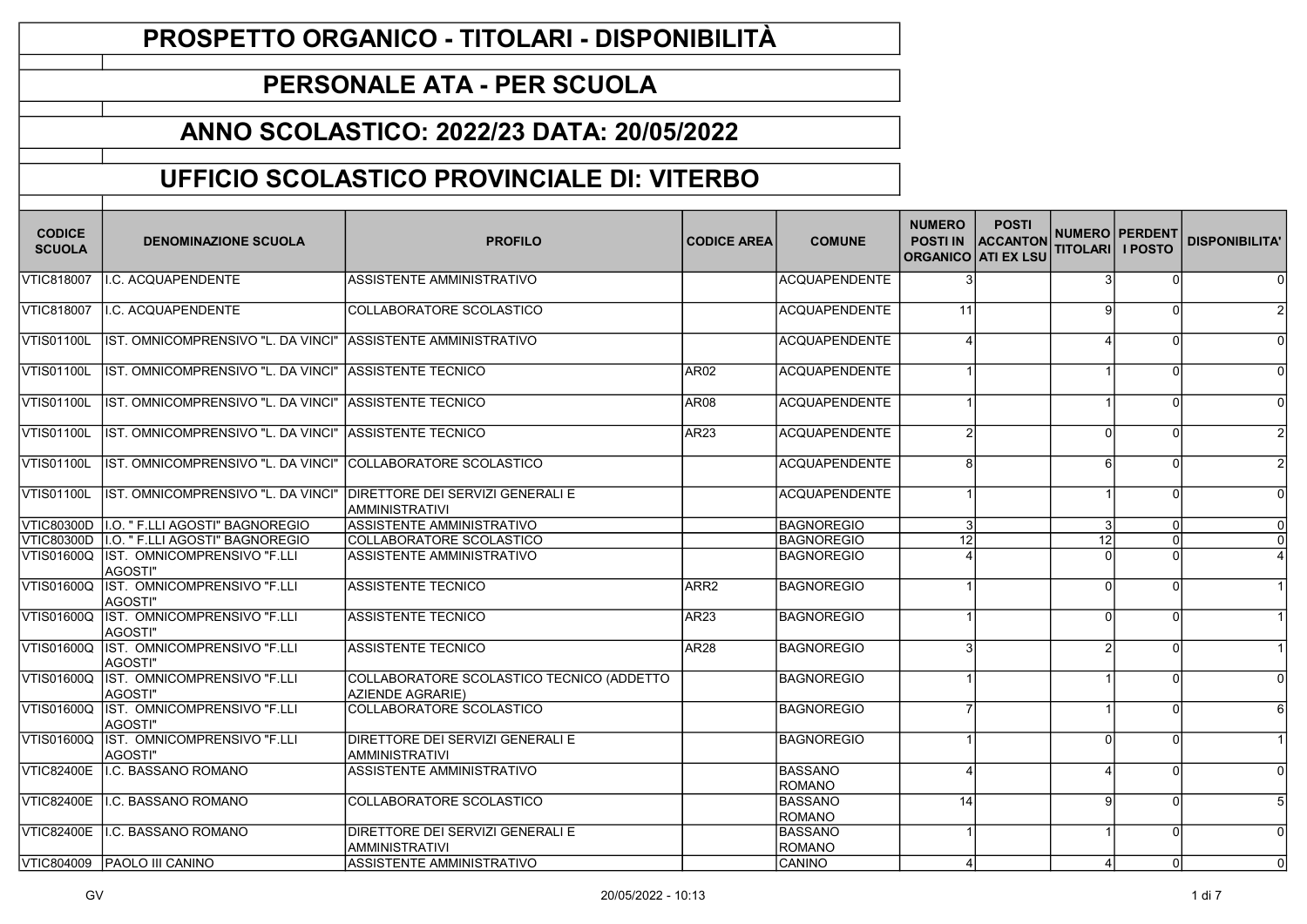# PROSPETTO ORGANICO - TITOLARI - DISPONIBILITÀ

## PERSONALE ATA - PER SCUOLA

## ANNO SCOLASTICO: 2022/23 DATA: 20/05/2022

## UFFICIO SCOLASTICO PROVINCIALE DI: VITERBO

| CODICE SCUOLA | DENOMINAZIONE SCUOLA | PROFILO | CODICE AREA | COMUNE | NUMERO POSTI IN ORGANICO | POSTI ACCANTONATI EX LSU | NUMERO TITOLARI | PERDENTI POSTO | DISPONIBILITA' |
|---|---|---|---|---|---|---|---|---|---|
| VTIC818007 | I.C. ACQUAPENDENTE | ASSISTENTE AMMINISTRATIVO | | ACQUAPENDENTE | 3 | | 3 | 0 | 0 |
| VTIC818007 | I.C. ACQUAPENDENTE | COLLABORATORE SCOLASTICO | | ACQUAPENDENTE | 11 | | 9 | 0 | 2 |
| VTIS01100L | IST. OMNICOMPRENSIVO "L. DA VINCI" | ASSISTENTE AMMINISTRATIVO | | ACQUAPENDENTE | 4 | | 4 | 0 | 0 |
| VTIS01100L | IST. OMNICOMPRENSIVO "L. DA VINCI" | ASSISTENTE TECNICO | AR02 | ACQUAPENDENTE | 1 | | 1 | 0 | 0 |
| VTIS01100L | IST. OMNICOMPRENSIVO "L. DA VINCI" | ASSISTENTE TECNICO | AR08 | ACQUAPENDENTE | 1 | | 1 | 0 | 0 |
| VTIS01100L | IST. OMNICOMPRENSIVO "L. DA VINCI" | ASSISTENTE TECNICO | AR23 | ACQUAPENDENTE | 2 | | 0 | 0 | 2 |
| VTIS01100L | IST. OMNICOMPRENSIVO "L. DA VINCI" | COLLABORATORE SCOLASTICO | | ACQUAPENDENTE | 8 | | 6 | 0 | 2 |
| VTIS01100L | IST. OMNICOMPRENSIVO "L. DA VINCI" | DIRETTORE DEI SERVIZI GENERALI E AMMINISTRATIVI | | ACQUAPENDENTE | 1 | | 1 | 0 | 0 |
| VTIC80300D | I.O. " F.LLI AGOSTI" BAGNOREGIO | ASSISTENTE AMMINISTRATIVO | | BAGNOREGIO | 3 | | 3 | 0 | 0 |
| VTIC80300D | I.O. " F.LLI AGOSTI" BAGNOREGIO | COLLABORATORE SCOLASTICO | | BAGNOREGIO | 12 | | 12 | 0 | 0 |
| VTIS01600Q | IST. OMNICOMPRENSIVO "F.LLI AGOSTI" | ASSISTENTE AMMINISTRATIVO | | BAGNOREGIO | 4 | | 0 | 0 | 4 |
| VTIS01600Q | IST. OMNICOMPRENSIVO "F.LLI AGOSTI" | ASSISTENTE TECNICO | ARR2 | BAGNOREGIO | 1 | | 0 | 0 | 1 |
| VTIS01600Q | IST. OMNICOMPRENSIVO "F.LLI AGOSTI" | ASSISTENTE TECNICO | AR23 | BAGNOREGIO | 1 | | 0 | 0 | 1 |
| VTIS01600Q | IST. OMNICOMPRENSIVO "F.LLI AGOSTI" | ASSISTENTE TECNICO | AR28 | BAGNOREGIO | 3 | | 2 | 0 | 1 |
| VTIS01600Q | IST. OMNICOMPRENSIVO "F.LLI AGOSTI" | COLLABORATORE SCOLASTICO TECNICO (ADDETTO AZIENDE AGRARIE) | | BAGNOREGIO | 1 | | 1 | 0 | 0 |
| VTIS01600Q | IST. OMNICOMPRENSIVO "F.LLI AGOSTI" | COLLABORATORE SCOLASTICO | | BAGNOREGIO | 7 | | 1 | 0 | 6 |
| VTIS01600Q | IST. OMNICOMPRENSIVO "F.LLI AGOSTI" | DIRETTORE DEI SERVIZI GENERALI E AMMINISTRATIVI | | BAGNOREGIO | 1 | | 0 | 0 | 1 |
| VTIC82400E | I.C. BASSANO ROMANO | ASSISTENTE AMMINISTRATIVO | | BASSANO ROMANO | 4 | | 4 | 0 | 0 |
| VTIC82400E | I.C. BASSANO ROMANO | COLLABORATORE SCOLASTICO | | BASSANO ROMANO | 14 | | 9 | 0 | 5 |
| VTIC82400E | I.C. BASSANO ROMANO | DIRETTORE DEI SERVIZI GENERALI E AMMINISTRATIVI | | BASSANO ROMANO | 1 | | 1 | 0 | 0 |
| VTIC804009 | PAOLO III CANINO | ASSISTENTE AMMINISTRATIVO | | CANINO | 4 | | 4 | 0 | 0 |

GV 20/05/2022 - 10:13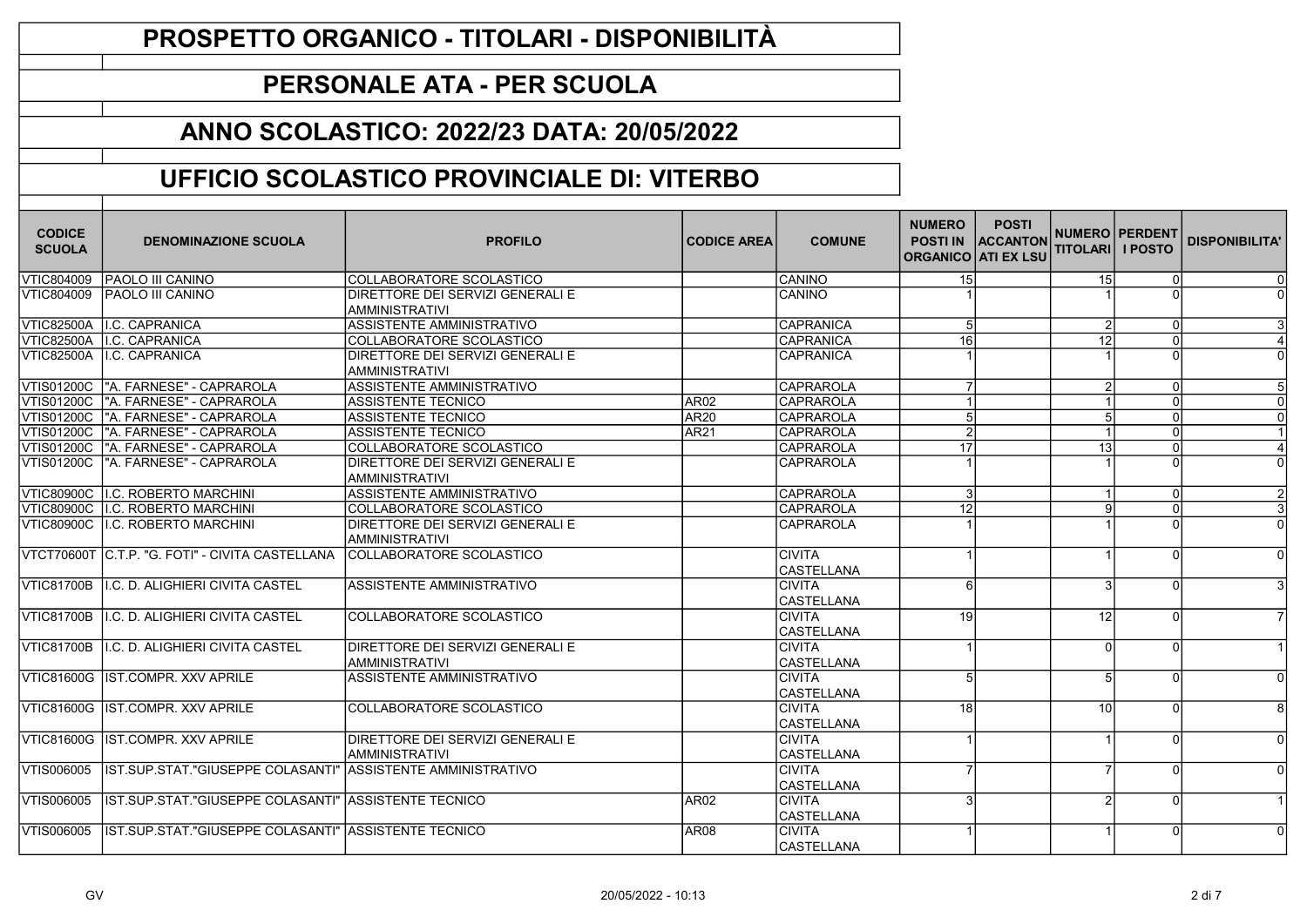# PROSPETTO ORGANICO - TITOLARI - DISPONIBILITÀ

# PERSONALE ATA - PER SCUOLA

# ANNO SCOLASTICO: 2022/23 DATA: 20/05/2022

# UFFICIO SCOLASTICO PROVINCIALE DI: VITERBO

| CODICE SCUOLA | DENOMINAZIONE SCUOLA | PROFILO | CODICE AREA | COMUNE | NUMERO POSTI IN ORGANICO | POSTI ACCANTONATI EX LSU | NUMERO TITOLARI | PERDENTI POSTO | DISPONIBILITA' |
|---|---|---|---|---|---|---|---|---|---|
| VTIC804009 | PAOLO III CANINO | COLLABORATORE SCOLASTICO | | CANINO | 15 | | 15 | 0 | 0 |
| VTIC804009 | PAOLO III CANINO | DIRETTORE DEI SERVIZI GENERALI E AMMINISTRATIVI | | CANINO | 1 | | 1 | 0 | 0 |
| VTIC82500A | I.C. CAPRANICA | ASSISTENTE AMMINISTRATIVO | | CAPRANICA | 5 | | 2 | 0 | 3 |
| VTIC82500A | I.C. CAPRANICA | COLLABORATORE SCOLASTICO | | CAPRANICA | 16 | | 12 | 0 | 4 |
| VTIC82500A | I.C. CAPRANICA | DIRETTORE DEI SERVIZI GENERALI E AMMINISTRATIVI | | CAPRANICA | 1 | | 1 | 0 | 0 |
| VTIS01200C | "A. FARNESE" - CAPRAROLA | ASSISTENTE AMMINISTRATIVO | | CAPRAROLA | 7 | | 2 | 0 | 5 |
| VTIS01200C | "A. FARNESE" - CAPRAROLA | ASSISTENTE TECNICO | AR02 | CAPRAROLA | 1 | | 1 | 0 | 0 |
| VTIS01200C | "A. FARNESE" - CAPRAROLA | ASSISTENTE TECNICO | AR20 | CAPRAROLA | 5 | | 5 | 0 | 0 |
| VTIS01200C | "A. FARNESE" - CAPRAROLA | ASSISTENTE TECNICO | AR21 | CAPRAROLA | 2 | | 1 | 0 | 1 |
| VTIS01200C | "A. FARNESE" - CAPRAROLA | COLLABORATORE SCOLASTICO | | CAPRAROLA | 17 | | 13 | 0 | 4 |
| VTIS01200C | "A. FARNESE" - CAPRAROLA | DIRETTORE DEI SERVIZI GENERALI E AMMINISTRATIVI | | CAPRAROLA | 1 | | 1 | 0 | 0 |
| VTIC80900C | I.C. ROBERTO MARCHINI | ASSISTENTE AMMINISTRATIVO | | CAPRAROLA | 3 | | 1 | 0 | 2 |
| VTIC80900C | I.C. ROBERTO MARCHINI | COLLABORATORE SCOLASTICO | | CAPRAROLA | 12 | | 9 | 0 | 3 |
| VTIC80900C | I.C. ROBERTO MARCHINI | DIRETTORE DEI SERVIZI GENERALI E AMMINISTRATIVI | | CAPRAROLA | 1 | | 1 | 0 | 0 |
| VTCT70600T | C.T.P. "G. FOTI" - CIVITA CASTELLANA | COLLABORATORE SCOLASTICO | | CIVITA CASTELLANA | 1 | | 1 | 0 | 0 |
| VTIC81700B | I.C. D. ALIGHIERI CIVITA CASTEL | ASSISTENTE AMMINISTRATIVO | | CIVITA CASTELLANA | 6 | | 3 | 0 | 3 |
| VTIC81700B | I.C. D. ALIGHIERI CIVITA CASTEL | COLLABORATORE SCOLASTICO | | CIVITA CASTELLANA | 19 | | 12 | 0 | 7 |
| VTIC81700B | I.C. D. ALIGHIERI CIVITA CASTEL | DIRETTORE DEI SERVIZI GENERALI E AMMINISTRATIVI | | CIVITA CASTELLANA | 1 | | 0 | 0 | 1 |
| VTIC81600G | IST.COMPR. XXV APRILE | ASSISTENTE AMMINISTRATIVO | | CIVITA CASTELLANA | 5 | | 5 | 0 | 0 |
| VTIC81600G | IST.COMPR. XXV APRILE | COLLABORATORE SCOLASTICO | | CIVITA CASTELLANA | 18 | | 10 | 0 | 8 |
| VTIC81600G | IST.COMPR. XXV APRILE | DIRETTORE DEI SERVIZI GENERALI E AMMINISTRATIVI | | CIVITA CASTELLANA | 1 | | 1 | 0 | 0 |
| VTIS006005 | IST.SUP.STAT."GIUSEPPE COLASANTI" | ASSISTENTE AMMINISTRATIVO | | CIVITA CASTELLANA | 7 | | 7 | 0 | 0 |
| VTIS006005 | IST.SUP.STAT."GIUSEPPE COLASANTI" | ASSISTENTE TECNICO | AR02 | CIVITA CASTELLANA | 3 | | 2 | 0 | 1 |
| VTIS006005 | IST.SUP.STAT."GIUSEPPE COLASANTI" | ASSISTENTE TECNICO | AR08 | CIVITA CASTELLANA | 1 | | 1 | 0 | 0 |

GV 20/05/2022 - 10:13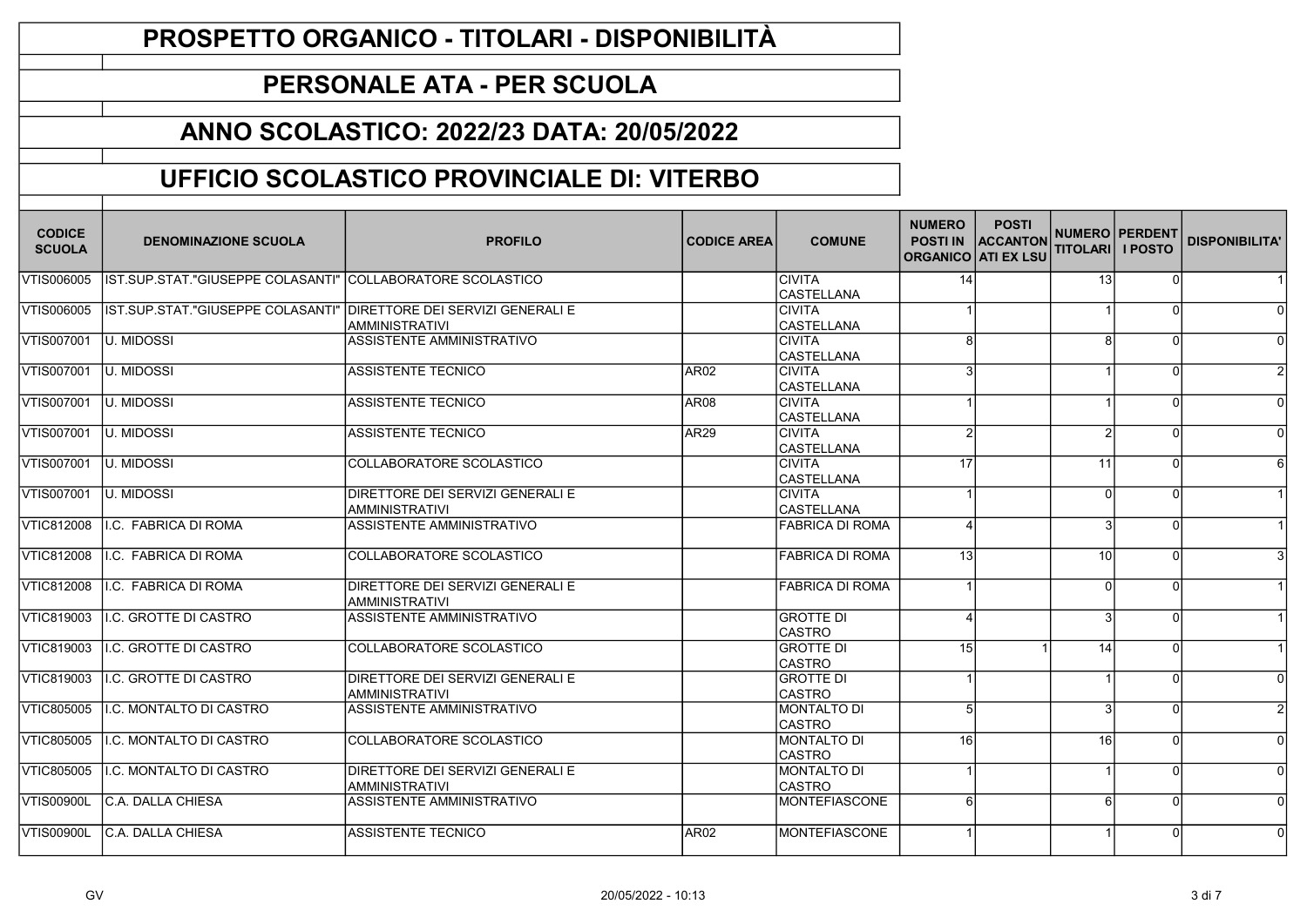# PROSPETTO ORGANICO - TITOLARI - DISPONIBILITÀ

# PERSONALE ATA - PER SCUOLA

# ANNO SCOLASTICO: 2022/23 DATA: 20/05/2022

# UFFICIO SCOLASTICO PROVINCIALE DI: VITERBO

| CODICE SCUOLA | DENOMINAZIONE SCUOLA | PROFILO | CODICE AREA | COMUNE | NUMERO POSTI IN ORGANICO | POSTI ACCANTONATI EX LSU | NUMERO TITOLARI | PERDENTI POSTO | DISPONIBILITA' |
|---|---|---|---|---|---|---|---|---|---|
| VTIS006005 | IST.SUP.STAT."GIUSEPPE COLASANTI" | COLLABORATORE SCOLASTICO | | CIVITA CASTELLANA | 14 | | 13 | 0 | 1 |
| VTIS006005 | IST.SUP.STAT."GIUSEPPE COLASANTI" | DIRETTORE DEI SERVIZI GENERALI E AMMINISTRATIVI | | CIVITA CASTELLANA | 1 | | 1 | 0 | 0 |
| VTIS007001 | U. MIDOSSI | ASSISTENTE AMMINISTRATIVO | | CIVITA CASTELLANA | 8 | | 8 | 0 | 0 |
| VTIS007001 | U. MIDOSSI | ASSISTENTE TECNICO | AR02 | CIVITA CASTELLANA | 3 | | 1 | 0 | 2 |
| VTIS007001 | U. MIDOSSI | ASSISTENTE TECNICO | AR08 | CIVITA CASTELLANA | 1 | | 1 | 0 | 0 |
| VTIS007001 | U. MIDOSSI | ASSISTENTE TECNICO | AR29 | CIVITA CASTELLANA | 2 | | 2 | 0 | 0 |
| VTIS007001 | U. MIDOSSI | COLLABORATORE SCOLASTICO | | CIVITA CASTELLANA | 17 | | 11 | 0 | 6 |
| VTIS007001 | U. MIDOSSI | DIRETTORE DEI SERVIZI GENERALI E AMMINISTRATIVI | | CIVITA CASTELLANA | 1 | | 0 | 0 | 1 |
| VTIC812008 | I.C. FABRICA DI ROMA | ASSISTENTE AMMINISTRATIVO | | FABRICA DI ROMA | 4 | | 3 | 0 | 1 |
| VTIC812008 | I.C. FABRICA DI ROMA | COLLABORATORE SCOLASTICO | | FABRICA DI ROMA | 13 | | 10 | 0 | 3 |
| VTIC812008 | I.C. FABRICA DI ROMA | DIRETTORE DEI SERVIZI GENERALI E AMMINISTRATIVI | | FABRICA DI ROMA | 1 | | 0 | 0 | 1 |
| VTIC819003 | I.C. GROTTE DI CASTRO | ASSISTENTE AMMINISTRATIVO | | GROTTE DI CASTRO | 4 | | 3 | 0 | 1 |
| VTIC819003 | I.C. GROTTE DI CASTRO | COLLABORATORE SCOLASTICO | | GROTTE DI CASTRO | 15 | 1 | 14 | 0 | 1 |
| VTIC819003 | I.C. GROTTE DI CASTRO | DIRETTORE DEI SERVIZI GENERALI E AMMINISTRATIVI | | GROTTE DI CASTRO | 1 | | 1 | 0 | 0 |
| VTIC805005 | I.C. MONTALTO DI CASTRO | ASSISTENTE AMMINISTRATIVO | | MONTALTO DI CASTRO | 5 | | 3 | 0 | 2 |
| VTIC805005 | I.C. MONTALTO DI CASTRO | COLLABORATORE SCOLASTICO | | MONTALTO DI CASTRO | 16 | | 16 | 0 | 0 |
| VTIC805005 | I.C. MONTALTO DI CASTRO | DIRETTORE DEI SERVIZI GENERALI E AMMINISTRATIVI | | MONTALTO DI CASTRO | 1 | | 1 | 0 | 0 |
| VTIS00900L | C.A. DALLA CHIESA | ASSISTENTE AMMINISTRATIVO | | MONTEFIASCONE | 6 | | 6 | 0 | 0 |
| VTIS00900L | C.A. DALLA CHIESA | ASSISTENTE TECNICO | AR02 | MONTEFIASCONE | 1 | | 1 | 0 | 0 |

GV 20/05/2022 - 10:13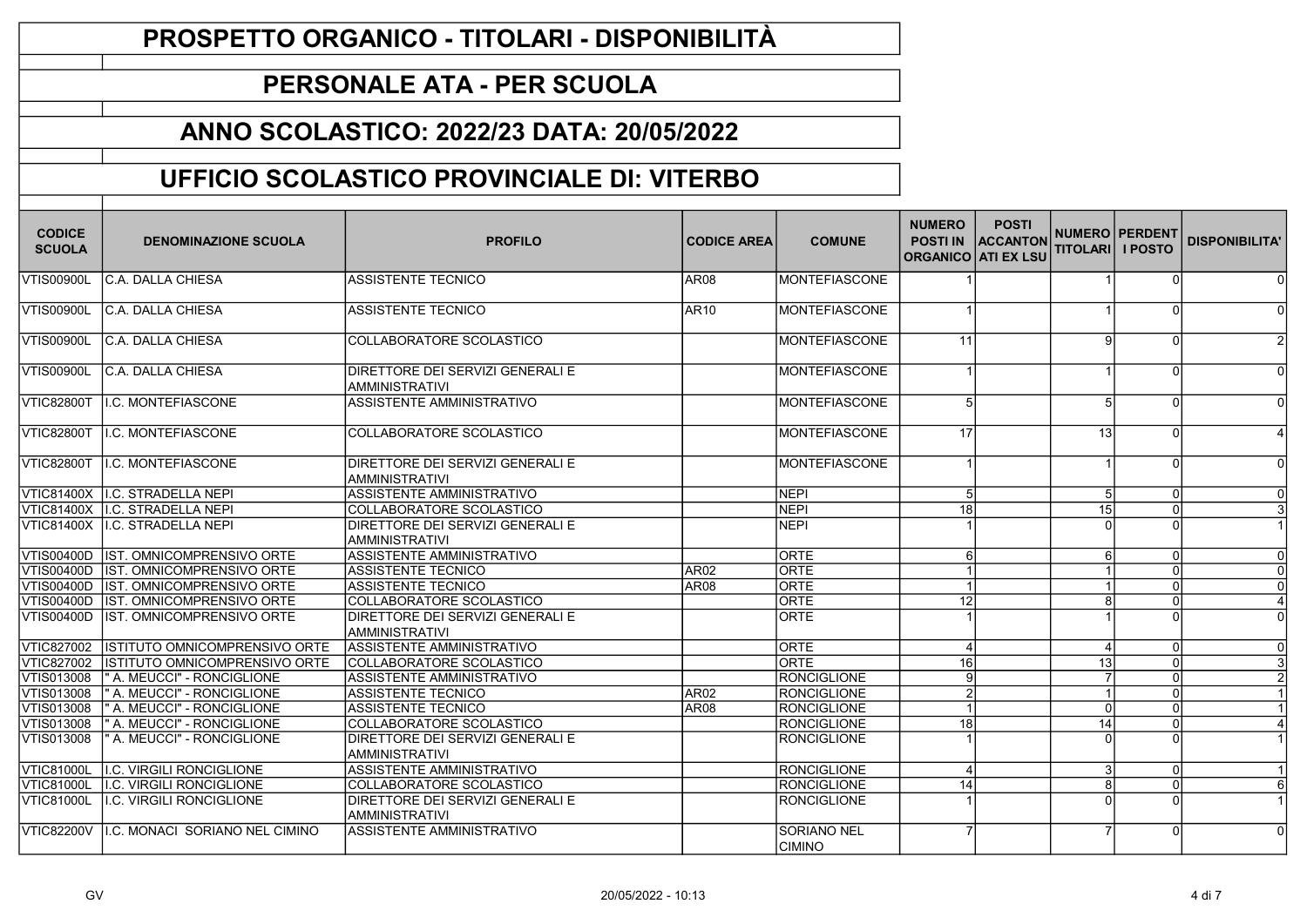# PROSPETTO ORGANICO - TITOLARI - DISPONIBILITÀ

## PERSONALE ATA - PER SCUOLA

## ANNO SCOLASTICO: 2022/23 DATA: 20/05/2022

## UFFICIO SCOLASTICO PROVINCIALE DI: VITERBO

| CODICE SCUOLA | DENOMINAZIONE SCUOLA | PROFILO | CODICE AREA | COMUNE | NUMERO POSTI IN ORGANICO | POSTI ACCANTONATI EX LSU | NUMERO TITOLARI | PERDENTI POSTO | DISPONIBILITA' |
|---|---|---|---|---|---|---|---|---|---|
| VTIS00900L | C.A. DALLA CHIESA | ASSISTENTE TECNICO | AR08 | MONTEFIASCONE | 1 | | 1 | 0 | 0 |
| VTIS00900L | C.A. DALLA CHIESA | ASSISTENTE TECNICO | AR10 | MONTEFIASCONE | 1 | | 1 | 0 | 0 |
| VTIS00900L | C.A. DALLA CHIESA | COLLABORATORE SCOLASTICO | | MONTEFIASCONE | 11 | | 9 | 0 | 2 |
| VTIS00900L | C.A. DALLA CHIESA | DIRETTORE DEI SERVIZI GENERALI E AMMINISTRATIVI | | MONTEFIASCONE | 1 | | 1 | 0 | 0 |
| VTIC82800T | I.C. MONTEFIASCONE | ASSISTENTE AMMINISTRATIVO | | MONTEFIASCONE | 5 | | 5 | 0 | 0 |
| VTIC82800T | I.C. MONTEFIASCONE | COLLABORATORE SCOLASTICO | | MONTEFIASCONE | 17 | | 13 | 0 | 4 |
| VTIC82800T | I.C. MONTEFIASCONE | DIRETTORE DEI SERVIZI GENERALI E AMMINISTRATIVI | | MONTEFIASCONE | 1 | | 1 | 0 | 0 |
| VTIC81400X | I.C. STRADELLA NEPI | ASSISTENTE AMMINISTRATIVO | | NEPI | 5 | | 5 | 0 | 0 |
| VTIC81400X | I.C. STRADELLA NEPI | COLLABORATORE SCOLASTICO | | NEPI | 18 | | 15 | 0 | 3 |
| VTIC81400X | I.C. STRADELLA NEPI | DIRETTORE DEI SERVIZI GENERALI E AMMINISTRATIVI | | NEPI | 1 | | 0 | 0 | 1 |
| VTIS00400D | IST. OMNICOMPRENSIVO ORTE | ASSISTENTE AMMINISTRATIVO | | ORTE | 6 | | 6 | 0 | 0 |
| VTIS00400D | IST. OMNICOMPRENSIVO ORTE | ASSISTENTE TECNICO | AR02 | ORTE | 1 | | 1 | 0 | 0 |
| VTIS00400D | IST. OMNICOMPRENSIVO ORTE | ASSISTENTE TECNICO | AR08 | ORTE | 1 | | 1 | 0 | 0 |
| VTIS00400D | IST. OMNICOMPRENSIVO ORTE | COLLABORATORE SCOLASTICO | | ORTE | 12 | | 8 | 0 | 4 |
| VTIS00400D | IST. OMNICOMPRENSIVO ORTE | DIRETTORE DEI SERVIZI GENERALI E AMMINISTRATIVI | | ORTE | 1 | | 1 | 0 | 0 |
| VTIC827002 | ISTITUTO OMNICOMPRENSIVO ORTE | ASSISTENTE AMMINISTRATIVO | | ORTE | 4 | | 4 | 0 | 0 |
| VTIC827002 | ISTITUTO OMNICOMPRENSIVO ORTE | COLLABORATORE SCOLASTICO | | ORTE | 16 | | 13 | 0 | 3 |
| VTIS013008 | " A. MEUCCI" - RONCIGLIONE | ASSISTENTE AMMINISTRATIVO | | RONCIGLIONE | 9 | | 7 | 0 | 2 |
| VTIS013008 | " A. MEUCCI" - RONCIGLIONE | ASSISTENTE TECNICO | AR02 | RONCIGLIONE | 2 | | 1 | 0 | 1 |
| VTIS013008 | " A. MEUCCI" - RONCIGLIONE | ASSISTENTE TECNICO | AR08 | RONCIGLIONE | 1 | | 0 | 0 | 1 |
| VTIS013008 | " A. MEUCCI" - RONCIGLIONE | COLLABORATORE SCOLASTICO | | RONCIGLIONE | 18 | | 14 | 0 | 4 |
| VTIS013008 | " A. MEUCCI" - RONCIGLIONE | DIRETTORE DEI SERVIZI GENERALI E AMMINISTRATIVI | | RONCIGLIONE | 1 | | 0 | 0 | 1 |
| VTIC81000L | I.C. VIRGILI RONCIGLIONE | ASSISTENTE AMMINISTRATIVO | | RONCIGLIONE | 4 | | 3 | 0 | 1 |
| VTIC81000L | I.C. VIRGILI RONCIGLIONE | COLLABORATORE SCOLASTICO | | RONCIGLIONE | 14 | | 8 | 0 | 6 |
| VTIC81000L | I.C. VIRGILI RONCIGLIONE | DIRETTORE DEI SERVIZI GENERALI E AMMINISTRATIVI | | RONCIGLIONE | 1 | | 0 | 0 | 1 |
| VTIC82200V | I.C. MONACI SORIANO NEL CIMINO | ASSISTENTE AMMINISTRATIVO | | SORIANO NEL CIMINO | 7 | | 7 | 0 | 0 |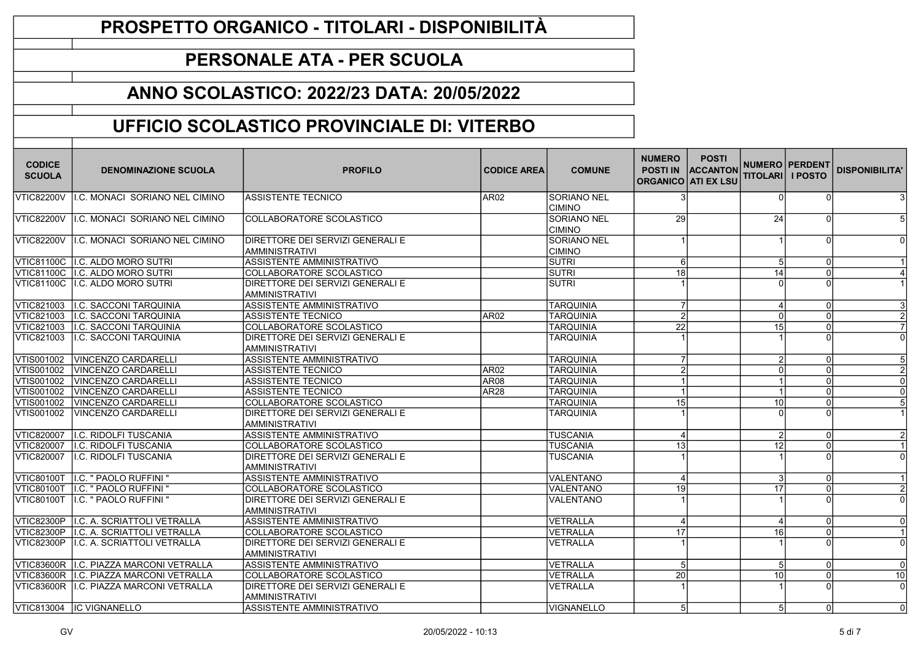# PROSPETTO ORGANICO - TITOLARI - DISPONIBILITÀ

## PERSONALE ATA - PER SCUOLA

## ANNO SCOLASTICO: 2022/23 DATA: 20/05/2022

## UFFICIO SCOLASTICO PROVINCIALE DI: VITERBO

| CODICE SCUOLA | DENOMINAZIONE SCUOLA | PROFILO | CODICE AREA | COMUNE | NUMERO POSTI IN ORGANICO | POSTI ACCANTONATI EX LSU | NUMERO TITOLARI | PERDENTI POSTO | DISPONIBILITA' |
|---|---|---|---|---|---|---|---|---|---|
| VTIC82200V | I.C. MONACI SORIANO NEL CIMINO | ASSISTENTE TECNICO | AR02 | SORIANO NEL CIMINO | 3 | | 0 | 0 | 3 |
| VTIC82200V | I.C. MONACI SORIANO NEL CIMINO | COLLABORATORE SCOLASTICO | | SORIANO NEL CIMINO | 29 | | 24 | 0 | 5 |
| VTIC82200V | I.C. MONACI SORIANO NEL CIMINO | DIRETTORE DEI SERVIZI GENERALI E AMMINISTRATIVI | | SORIANO NEL CIMINO | 1 | | 1 | 0 | 0 |
| VTIC81100C | I.C. ALDO MORO SUTRI | ASSISTENTE AMMINISTRATIVO | | SUTRI | 6 | | 5 | 0 | 1 |
| VTIC81100C | I.C. ALDO MORO SUTRI | COLLABORATORE SCOLASTICO | | SUTRI | 18 | | 14 | 0 | 4 |
| VTIC81100C | I.C. ALDO MORO SUTRI | DIRETTORE DEI SERVIZI GENERALI E AMMINISTRATIVI | | SUTRI | 1 | | 0 | 0 | 1 |
| VTIC821003 | I.C. SACCONI TARQUINIA | ASSISTENTE AMMINISTRATIVO | | TARQUINIA | 7 | | 4 | 0 | 3 |
| VTIC821003 | I.C. SACCONI TARQUINIA | ASSISTENTE TECNICO | AR02 | TARQUINIA | 2 | | 0 | 0 | 2 |
| VTIC821003 | I.C. SACCONI TARQUINIA | COLLABORATORE SCOLASTICO | | TARQUINIA | 22 | | 15 | 0 | 7 |
| VTIC821003 | I.C. SACCONI TARQUINIA | DIRETTORE DEI SERVIZI GENERALI E AMMINISTRATIVI | | TARQUINIA | 1 | | 1 | 0 | 0 |
| VTIS001002 | VINCENZO CARDARELLI | ASSISTENTE AMMINISTRATIVO | | TARQUINIA | 7 | | 2 | 0 | 5 |
| VTIS001002 | VINCENZO CARDARELLI | ASSISTENTE TECNICO | AR02 | TARQUINIA | 2 | | 0 | 0 | 2 |
| VTIS001002 | VINCENZO CARDARELLI | ASSISTENTE TECNICO | AR08 | TARQUINIA | 1 | | 1 | 0 | 0 |
| VTIS001002 | VINCENZO CARDARELLI | ASSISTENTE TECNICO | AR28 | TARQUINIA | 1 | | 1 | 0 | 0 |
| VTIS001002 | VINCENZO CARDARELLI | COLLABORATORE SCOLASTICO | | TARQUINIA | 15 | | 10 | 0 | 5 |
| VTIS001002 | VINCENZO CARDARELLI | DIRETTORE DEI SERVIZI GENERALI E AMMINISTRATIVI | | TARQUINIA | 1 | | 0 | 0 | 1 |
| VTIC820007 | I.C. RIDOLFI TUSCANIA | ASSISTENTE AMMINISTRATIVO | | TUSCANIA | 4 | | 2 | 0 | 2 |
| VTIC820007 | I.C. RIDOLFI TUSCANIA | COLLABORATORE SCOLASTICO | | TUSCANIA | 13 | | 12 | 0 | 1 |
| VTIC820007 | I.C. RIDOLFI TUSCANIA | DIRETTORE DEI SERVIZI GENERALI E AMMINISTRATIVI | | TUSCANIA | 1 | | 1 | 0 | 0 |
| VTIC80100T | I.C. " PAOLO RUFFINI " | ASSISTENTE AMMINISTRATIVO | | VALENTANO | 4 | | 3 | 0 | 1 |
| VTIC80100T | I.C. " PAOLO RUFFINI " | COLLABORATORE SCOLASTICO | | VALENTANO | 19 | | 17 | 0 | 2 |
| VTIC80100T | I.C. " PAOLO RUFFINI " | DIRETTORE DEI SERVIZI GENERALI E AMMINISTRATIVI | | VALENTANO | 1 | | 1 | 0 | 0 |
| VTIC82300P | I.C. A. SCRIATTOLI VETRALLA | ASSISTENTE AMMINISTRATIVO | | VETRALLA | 4 | | 4 | 0 | 0 |
| VTIC82300P | I.C. A. SCRIATTOLI VETRALLA | COLLABORATORE SCOLASTICO | | VETRALLA | 17 | | 16 | 0 | 1 |
| VTIC82300P | I.C. A. SCRIATTOLI VETRALLA | DIRETTORE DEI SERVIZI GENERALI E AMMINISTRATIVI | | VETRALLA | 1 | | 1 | 0 | 0 |
| VTIC83600R | I.C. PIAZZA MARCONI VETRALLA | ASSISTENTE AMMINISTRATIVO | | VETRALLA | 5 | | 5 | 0 | 0 |
| VTIC83600R | I.C. PIAZZA MARCONI VETRALLA | COLLABORATORE SCOLASTICO | | VETRALLA | 20 | | 10 | 0 | 10 |
| VTIC83600R | I.C. PIAZZA MARCONI VETRALLA | DIRETTORE DEI SERVIZI GENERALI E AMMINISTRATIVI | | VETRALLA | 1 | | 1 | 0 | 0 |
| VTIC813004 | IC VIGNANELLO | ASSISTENTE AMMINISTRATIVO | | VIGNANELLO | 5 | | 5 | 0 | 0 |

GV 20/05/2022 - 10:13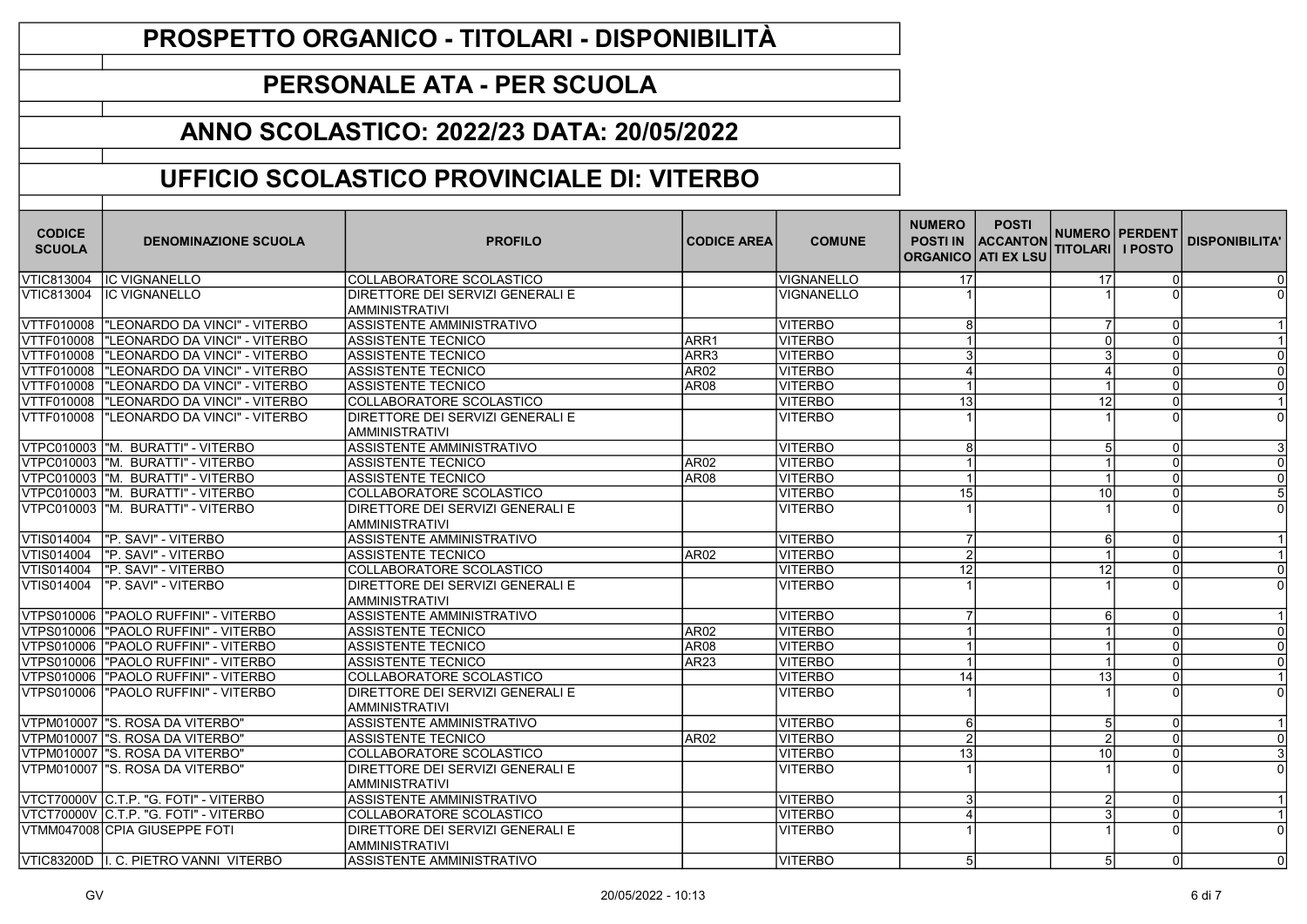# PROSPETTO ORGANICO - TITOLARI - DISPONIBILITÀ

## PERSONALE ATA - PER SCUOLA

## ANNO SCOLASTICO: 2022/23 DATA: 20/05/2022

## UFFICIO SCOLASTICO PROVINCIALE DI: VITERBO

| CODICE SCUOLA | DENOMINAZIONE SCUOLA | PROFILO | CODICE AREA | COMUNE | NUMERO POSTI IN ORGANICO | POSTI ACCANTONATI EX LSU | NUMERO TITOLARI | PERDENTI POSTO | DISPONIBILITA' |
|---|---|---|---|---|---|---|---|---|---|
| VTIC813004 | IC VIGNANELLO | COLLABORATORE SCOLASTICO | | VIGNANELLO | 17 | | 17 | 0 | 0 |
| VTIC813004 | IC VIGNANELLO | DIRETTORE DEI SERVIZI GENERALI E AMMINISTRATIVI | | VIGNANELLO | 1 | | 1 | 0 | 0 |
| VTTF010008 | "LEONARDO DA VINCI" - VITERBO | ASSISTENTE AMMINISTRATIVO | | VITERBO | 8 | | 7 | 0 | 1 |
| VTTF010008 | "LEONARDO DA VINCI" - VITERBO | ASSISTENTE TECNICO | ARR1 | VITERBO | 1 | | 0 | 0 | 1 |
| VTTF010008 | "LEONARDO DA VINCI" - VITERBO | ASSISTENTE TECNICO | ARR3 | VITERBO | 3 | | 3 | 0 | 0 |
| VTTF010008 | "LEONARDO DA VINCI" - VITERBO | ASSISTENTE TECNICO | AR02 | VITERBO | 4 | | 4 | 0 | 0 |
| VTTF010008 | "LEONARDO DA VINCI" - VITERBO | ASSISTENTE TECNICO | AR08 | VITERBO | 1 | | 1 | 0 | 0 |
| VTTF010008 | "LEONARDO DA VINCI" - VITERBO | COLLABORATORE SCOLASTICO | | VITERBO | 13 | | 12 | 0 | 1 |
| VTTF010008 | "LEONARDO DA VINCI" - VITERBO | DIRETTORE DEI SERVIZI GENERALI E AMMINISTRATIVI | | VITERBO | 1 | | 1 | 0 | 0 |
| VTPC010003 | "M. BURATTI" - VITERBO | ASSISTENTE AMMINISTRATIVO | | VITERBO | 8 | | 5 | 0 | 3 |
| VTPC010003 | "M. BURATTI" - VITERBO | ASSISTENTE TECNICO | AR02 | VITERBO | 1 | | 1 | 0 | 0 |
| VTPC010003 | "M. BURATTI" - VITERBO | ASSISTENTE TECNICO | AR08 | VITERBO | 1 | | 1 | 0 | 0 |
| VTPC010003 | "M. BURATTI" - VITERBO | COLLABORATORE SCOLASTICO | | VITERBO | 15 | | 10 | 0 | 5 |
| VTPC010003 | "M. BURATTI" - VITERBO | DIRETTORE DEI SERVIZI GENERALI E AMMINISTRATIVI | | VITERBO | 1 | | 1 | 0 | 0 |
| VTIS014004 | "P. SAVI" - VITERBO | ASSISTENTE AMMINISTRATIVO | | VITERBO | 7 | | 6 | 0 | 1 |
| VTIS014004 | "P. SAVI" - VITERBO | ASSISTENTE TECNICO | AR02 | VITERBO | 2 | | 1 | 0 | 1 |
| VTIS014004 | "P. SAVI" - VITERBO | COLLABORATORE SCOLASTICO | | VITERBO | 12 | | 12 | 0 | 0 |
| VTIS014004 | "P. SAVI" - VITERBO | DIRETTORE DEI SERVIZI GENERALI E AMMINISTRATIVI | | VITERBO | 1 | | 1 | 0 | 0 |
| VTPS010006 | "PAOLO RUFFINI" - VITERBO | ASSISTENTE AMMINISTRATIVO | | VITERBO | 7 | | 6 | 0 | 1 |
| VTPS010006 | "PAOLO RUFFINI" - VITERBO | ASSISTENTE TECNICO | AR02 | VITERBO | 1 | | 1 | 0 | 0 |
| VTPS010006 | "PAOLO RUFFINI" - VITERBO | ASSISTENTE TECNICO | AR08 | VITERBO | 1 | | 1 | 0 | 0 |
| VTPS010006 | "PAOLO RUFFINI" - VITERBO | ASSISTENTE TECNICO | AR23 | VITERBO | 1 | | 1 | 0 | 0 |
| VTPS010006 | "PAOLO RUFFINI" - VITERBO | COLLABORATORE SCOLASTICO | | VITERBO | 14 | | 13 | 0 | 1 |
| VTPS010006 | "PAOLO RUFFINI" - VITERBO | DIRETTORE DEI SERVIZI GENERALI E AMMINISTRATIVI | | VITERBO | 1 | | 1 | 0 | 0 |
| VTPM010007 | "S. ROSA DA VITERBO" | ASSISTENTE AMMINISTRATIVO | | VITERBO | 6 | | 5 | 0 | 1 |
| VTPM010007 | "S. ROSA DA VITERBO" | ASSISTENTE TECNICO | AR02 | VITERBO | 2 | | 2 | 0 | 0 |
| VTPM010007 | "S. ROSA DA VITERBO" | COLLABORATORE SCOLASTICO | | VITERBO | 13 | | 10 | 0 | 3 |
| VTPM010007 | "S. ROSA DA VITERBO" | DIRETTORE DEI SERVIZI GENERALI E AMMINISTRATIVI | | VITERBO | 1 | | 1 | 0 | 0 |
| VTCT70000V | C.T.P. "G. FOTI" - VITERBO | ASSISTENTE AMMINISTRATIVO | | VITERBO | 3 | | 2 | 0 | 1 |
| VTCT70000V | C.T.P. "G. FOTI" - VITERBO | COLLABORATORE SCOLASTICO | | VITERBO | 4 | | 3 | 0 | 1 |
| VTMM047008 | CPIA GIUSEPPE FOTI | DIRETTORE DEI SERVIZI GENERALI E AMMINISTRATIVI | | VITERBO | 1 | | 1 | 0 | 0 |
| VTIC83200D | I. C. PIETRO VANNI VITERBO | ASSISTENTE AMMINISTRATIVO | | VITERBO | 5 | | 5 | 0 | 0 |

GV 20/05/2022 - 10:13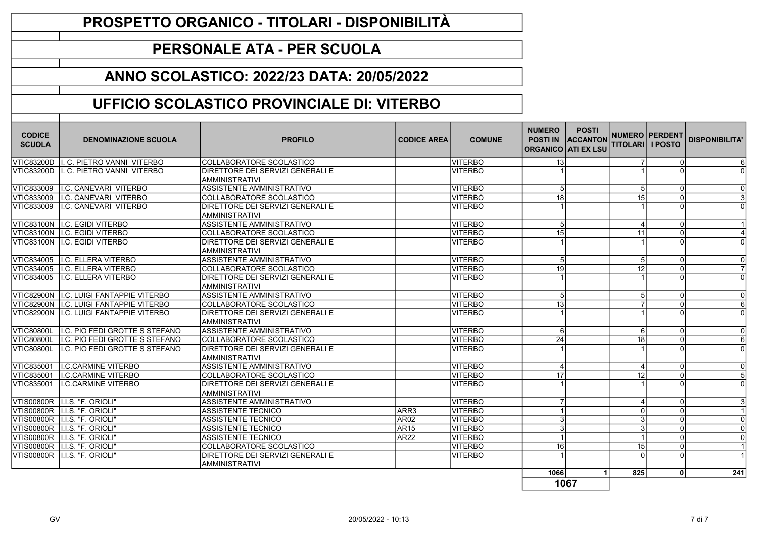# PROSPETTO ORGANICO - TITOLARI - DISPONIBILITÀ

# PERSONALE ATA - PER SCUOLA

# ANNO SCOLASTICO: 2022/23 DATA: 20/05/2022

# UFFICIO SCOLASTICO PROVINCIALE DI: VITERBO

| CODICE SCUOLA | DENOMINAZIONE SCUOLA | PROFILO | CODICE AREA | COMUNE | NUMERO POSTI IN ORGANICO | POSTI ACCANTONATI EX LSU | NUMERO TITOLARI | PERDENTI POSTO | DISPONIBILITA' |
|---|---|---|---|---|---|---|---|---|---|
| VTIC83200D | I. C. PIETRO VANNI VITERBO | COLLABORATORE SCOLASTICO | | VITERBO | 13 | | 7 | 0 | 6 |
| VTIC83200D | I. C. PIETRO VANNI VITERBO | DIRETTORE DEI SERVIZI GENERALI E AMMINISTRATIVI | | VITERBO | 1 | | 1 | 0 | 0 |
| VTIC833009 | I.C. CANEVARI VITERBO | ASSISTENTE AMMINISTRATIVO | | VITERBO | 5 | | 5 | 0 | 0 |
| VTIC833009 | I.C. CANEVARI VITERBO | COLLABORATORE SCOLASTICO | | VITERBO | 18 | | 15 | 0 | 3 |
| VTIC833009 | I.C. CANEVARI VITERBO | DIRETTORE DEI SERVIZI GENERALI E AMMINISTRATIVI | | VITERBO | 1 | | 1 | 0 | 0 |
| VTIC83100N | I.C. EGIDI VITERBO | ASSISTENTE AMMINISTRATIVO | | VITERBO | 5 | | 4 | 0 | 1 |
| VTIC83100N | I.C. EGIDI VITERBO | COLLABORATORE SCOLASTICO | | VITERBO | 15 | | 11 | 0 | 4 |
| VTIC83100N | I.C. EGIDI VITERBO | DIRETTORE DEI SERVIZI GENERALI E AMMINISTRATIVI | | VITERBO | 1 | | 1 | 0 | 0 |
| VTIC834005 | I.C. ELLERA VITERBO | ASSISTENTE AMMINISTRATIVO | | VITERBO | 5 | | 5 | 0 | 0 |
| VTIC834005 | I.C. ELLERA VITERBO | COLLABORATORE SCOLASTICO | | VITERBO | 19 | | 12 | 0 | 7 |
| VTIC834005 | I.C. ELLERA VITERBO | DIRETTORE DEI SERVIZI GENERALI E AMMINISTRATIVI | | VITERBO | 1 | | 1 | 0 | 0 |
| VTIC82900N | I.C. LUIGI FANTAPPIE VITERBO | ASSISTENTE AMMINISTRATIVO | | VITERBO | 5 | | 5 | 0 | 0 |
| VTIC82900N | I.C. LUIGI FANTAPPIE VITERBO | COLLABORATORE SCOLASTICO | | VITERBO | 13 | | 7 | 0 | 6 |
| VTIC82900N | I.C. LUIGI FANTAPPIE VITERBO | DIRETTORE DEI SERVIZI GENERALI E AMMINISTRATIVI | | VITERBO | 1 | | 1 | 0 | 0 |
| VTIC80800L | I.C. PIO FEDI GROTTE S STEFANO | ASSISTENTE AMMINISTRATIVO | | VITERBO | 6 | | 6 | 0 | 0 |
| VTIC80800L | I.C. PIO FEDI GROTTE S STEFANO | COLLABORATORE SCOLASTICO | | VITERBO | 24 | | 18 | 0 | 6 |
| VTIC80800L | I.C. PIO FEDI GROTTE S STEFANO | DIRETTORE DEI SERVIZI GENERALI E AMMINISTRATIVI | | VITERBO | 1 | | 1 | 0 | 0 |
| VTIC835001 | I.C.CARMINE VITERBO | ASSISTENTE AMMINISTRATIVO | | VITERBO | 4 | | 4 | 0 | 0 |
| VTIC835001 | I.C.CARMINE VITERBO | COLLABORATORE SCOLASTICO | | VITERBO | 17 | | 12 | 0 | 5 |
| VTIC835001 | I.C.CARMINE VITERBO | DIRETTORE DEI SERVIZI GENERALI E AMMINISTRATIVI | | VITERBO | 1 | | 1 | 0 | 0 |
| VTIS00800R | I.I.S. "F. ORIOLI" | ASSISTENTE AMMINISTRATIVO | | VITERBO | 7 | | 4 | 0 | 3 |
| VTIS00800R | I.I.S. "F. ORIOLI" | ASSISTENTE TECNICO | ARR3 | VITERBO | 1 | | 0 | 0 | 1 |
| VTIS00800R | I.I.S. "F. ORIOLI" | ASSISTENTE TECNICO | AR02 | VITERBO | 3 | | 3 | 0 | 0 |
| VTIS00800R | I.I.S. "F. ORIOLI" | ASSISTENTE TECNICO | AR15 | VITERBO | 3 | | 3 | 0 | 0 |
| VTIS00800R | I.I.S. "F. ORIOLI" | ASSISTENTE TECNICO | AR22 | VITERBO | 1 | | 1 | 0 | 0 |
| VTIS00800R | I.I.S. "F. ORIOLI" | COLLABORATORE SCOLASTICO | | VITERBO | 16 | | 15 | 0 | 1 |
| VTIS00800R | I.I.S. "F. ORIOLI" | DIRETTORE DEI SERVIZI GENERALI E AMMINISTRATIVI | | VITERBO | 1 | | 0 | 0 | 1 |
| | | | | | **1066** | **1** | **825** | **0** | **241** |
| | | | | | **1067** | | | | |